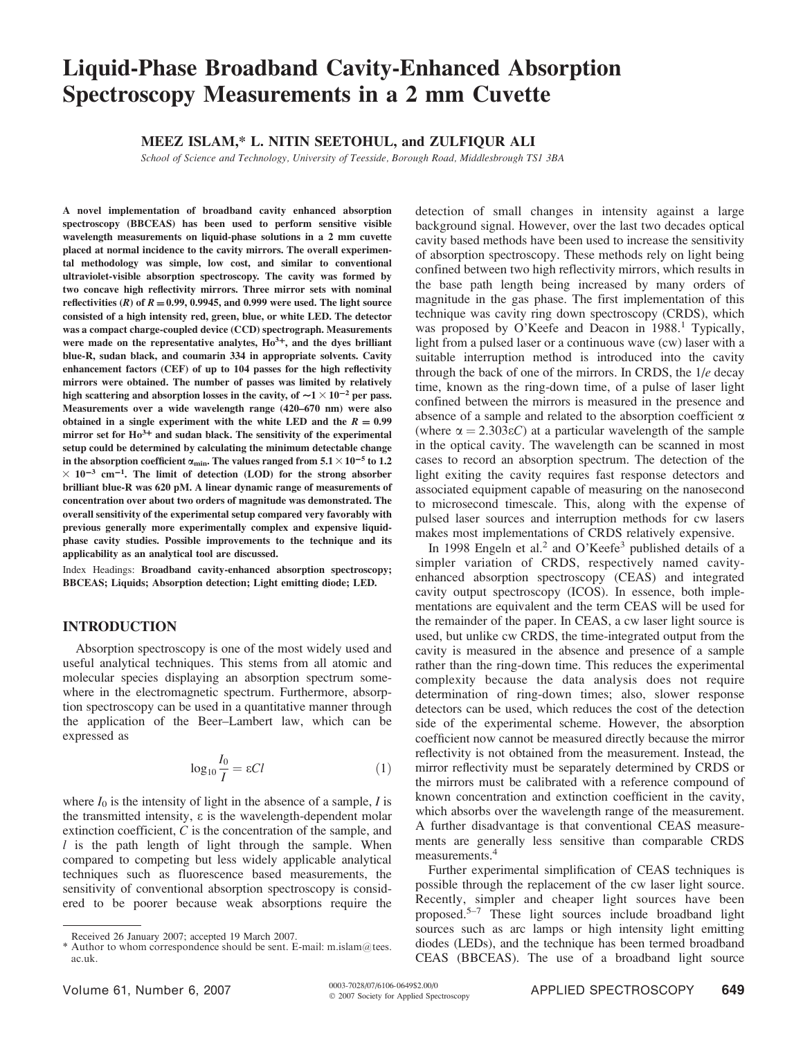# Liquid-Phase Broadband Cavity-Enhanced Absorption Spectroscopy Measurements in a 2 mm Cuvette

**MEEZ ISLAM,* L. NITIN SEETOHUL, and ZULFIQUR ALI**

*School of Science and Technology, University of Teesside, Borough Road, Middlesbrough TS1 3BA*

**A novel implementation of broadband cavity enhanced absorption spectroscopy (BBCEAS) has been used to perform sensitive visible wavelength measurements on liquid-phase solutions in a 2 mm cuvette placed at normal incidence to the cavity mirrors. The overall experimental methodology was simple, low cost, and similar to conventional ultraviolet-visible absorption spectroscopy. The cavity was formed by two concave high reflectivity mirrors. Three mirror sets with nominal reflectivities ($R$) of $R = 0.99$, 0.9945, and 0.999 were used. The light source consisted of a high intensity red, green, blue, or white LED. The detector was a compact charge-coupled device (CCD) spectrograph. Measurements were made on the representative analytes, $Ho^{3+}$, and the dyes brilliant blue-R, sudan black, and coumarin 334 in appropriate solvents. Cavity enhancement factors (CEF) of up to 104 passes for the high reflectivity mirrors were obtained. The number of passes was limited by relatively high scattering and absorption losses in the cavity, of $\sim 1 \times 10^{-2}$ per pass. Measurements over a wide wavelength range (420–670 nm) were also obtained in a single experiment with the white LED and the $R = 0.99$ mirror set for $Ho^{3+}$ and sudan black. The sensitivity of the experimental setup could be determined by calculating the minimum detectable change in the absorption coefficient $\alpha_{min}$. The values ranged from $5.1 \times 10^{-5}$ to $1.2 \times 10^{-3}$ cm$^{-1}$. The limit of detection (LOD) for the strong absorber brilliant blue-R was 620 pM. A linear dynamic range of measurements of concentration over about two orders of magnitude was demonstrated. The overall sensitivity of the experimental setup compared very favorably with previous generally more experimentally complex and expensive liquid-phase cavity studies. Possible improvements to the technique and its applicability as an analytical tool are discussed.**

Index Headings: **Broadband cavity-enhanced absorption spectroscopy; BBCEAS; Liquids; Absorption detection; Light emitting diode; LED.**

## INTRODUCTION

Absorption spectroscopy is one of the most widely used and useful analytical techniques. This stems from all atomic and molecular species displaying an absorption spectrum somewhere in the electromagnetic spectrum. Furthermore, absorption spectroscopy can be used in a quantitative manner through the application of the Beer–Lambert law, which can be expressed as

$$\log_{10} \frac{I_0}{I} = \varepsilon C l \quad (1)$$

where $I_0$ is the intensity of light in the absence of a sample, $I$ is the transmitted intensity, $\varepsilon$ is the wavelength-dependent molar extinction coefficient, $C$ is the concentration of the sample, and $l$ is the path length of light through the sample. When compared to competing but less widely applicable analytical techniques such as fluorescence based measurements, the sensitivity of conventional absorption spectroscopy is considered to be poorer because weak absorptions require the detection of small changes in intensity against a large background signal. However, over the last two decades optical cavity based methods have been used to increase the sensitivity of absorption spectroscopy. These methods rely on light being confined between two high reflectivity mirrors, which results in the base path length being increased by many orders of magnitude in the gas phase. The first implementation of this technique was cavity ring down spectroscopy (CRDS), which was proposed by O'Keefe and Deacon in 1988.[1] Typically, light from a pulsed laser or a continuous wave (cw) laser with a suitable interruption method is introduced into the cavity through the back of one of the mirrors. In CRDS, the 1/$e$ decay time, known as the ring-down time, of a pulse of laser light confined between the mirrors is measured in the presence and absence of a sample and related to the absorption coefficient $\alpha$ (where $\alpha = 2.303\varepsilon C$) at a particular wavelength of the sample in the optical cavity. The wavelength can be scanned in most cases to record an absorption spectrum. The detection of the light exiting the cavity requires fast response detectors and associated equipment capable of measuring on the nanosecond to microsecond timescale. This, along with the expense of pulsed laser sources and interruption methods for cw lasers makes most implementations of CRDS relatively expensive.

In 1998 Engeln et al.[2] and O'Keefe[3] published details of a simpler variation of CRDS, respectively named cavity-enhanced absorption spectroscopy (CEAS) and integrated cavity output spectroscopy (ICOS). In essence, both implementations are equivalent and the term CEAS will be used for the remainder of the paper. In CEAS, a cw laser light source is used, but unlike cw CRDS, the time-integrated output from the cavity is measured in the absence and presence of a sample rather than the ring-down time. This reduces the experimental complexity because the data analysis does not require determination of ring-down times; also, slower response detectors can be used, which reduces the cost of the detection side of the experimental scheme. However, the absorption coefficient now cannot be measured directly because the mirror reflectivity is not obtained from the measurement. Instead, the mirror reflectivity must be separately determined by CRDS or the mirrors must be calibrated with a reference compound of known concentration and extinction coefficient in the cavity, which absorbs over the wavelength range of the measurement. A further disadvantage is that conventional CEAS measurements are generally less sensitive than comparable CRDS measurements.[4]

Further experimental simplification of CEAS techniques is possible through the replacement of the cw laser light source. Recently, simpler and cheaper light sources have been proposed.[5–7] These light sources include broadband light sources such as arc lamps or high intensity light emitting diodes (LEDs), and the technique has been termed broadband CEAS (BBCEAS). The use of a broadband light source

Received 26 January 2007; accepted 19 March 2007.

\* Author to whom correspondence should be sent. E-mail: m.islam@tees.ac.uk.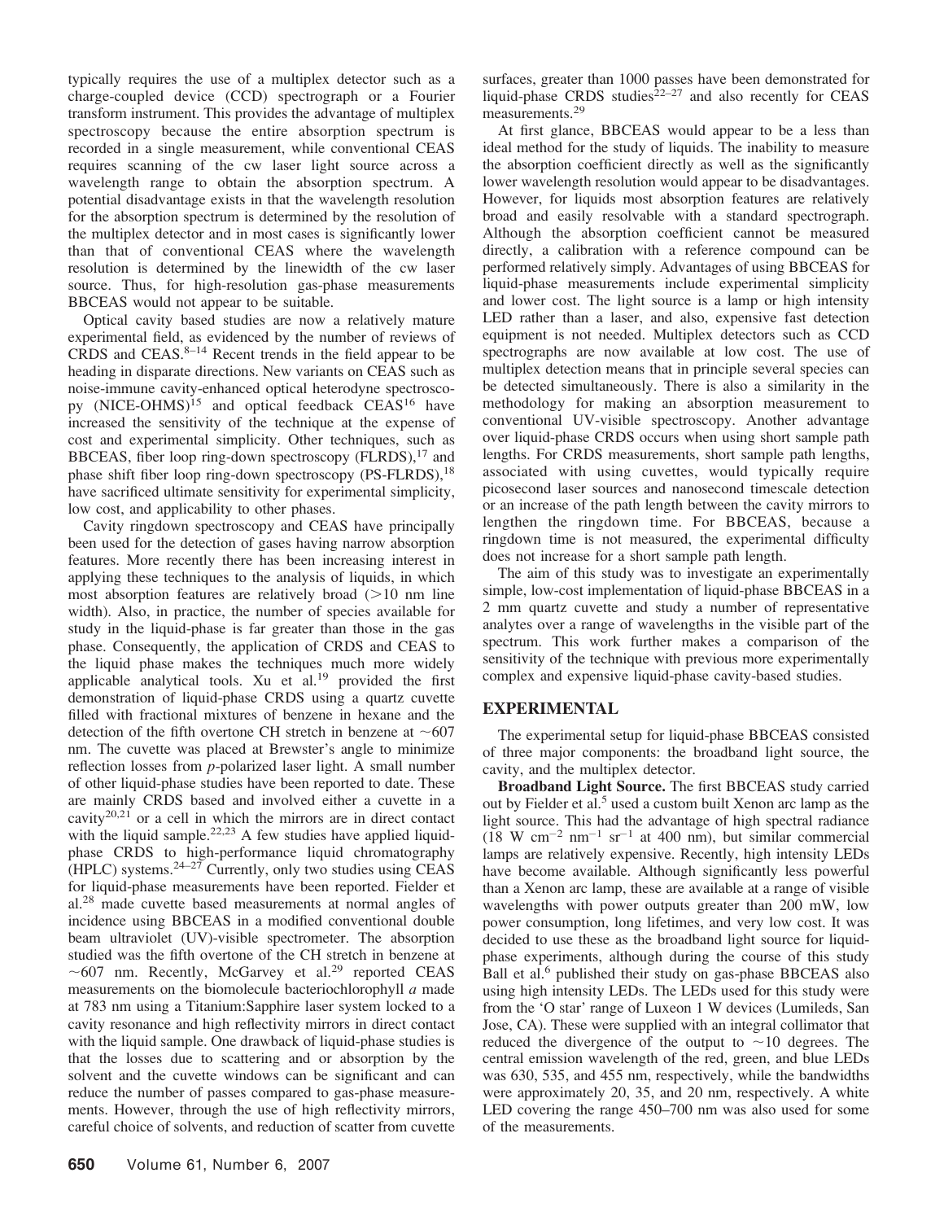typically requires the use of a multiplex detector such as a charge-coupled device (CCD) spectrograph or a Fourier transform instrument. This provides the advantage of multiplex spectroscopy because the entire absorption spectrum is recorded in a single measurement, while conventional CEAS requires scanning of the cw laser light source across a wavelength range to obtain the absorption spectrum. A potential disadvantage exists in that the wavelength resolution for the absorption spectrum is determined by the resolution of the multiplex detector and in most cases is significantly lower than that of conventional CEAS where the wavelength resolution is determined by the linewidth of the cw laser source. Thus, for high-resolution gas-phase measurements BBCEAS would not appear to be suitable.

Optical cavity based studies are now a relatively mature experimental field, as evidenced by the number of reviews of CRDS and CEAS.[8–14] Recent trends in the field appear to be heading in disparate directions. New variants on CEAS such as noise-immune cavity-enhanced optical heterodyne spectroscopy (NICE-OHMS)[15] and optical feedback CEAS[16] have increased the sensitivity of the technique at the expense of cost and experimental simplicity. Other techniques, such as BBCEAS, fiber loop ring-down spectroscopy (FLRDS),[17] and phase shift fiber loop ring-down spectroscopy (PS-FLRDS),[18] have sacrificed ultimate sensitivity for experimental simplicity, low cost, and applicability to other phases.

Cavity ringdown spectroscopy and CEAS have principally been used for the detection of gases having narrow absorption features. More recently there has been increasing interest in applying these techniques to the analysis of liquids, in which most absorption features are relatively broad (>10 nm line width). Also, in practice, the number of species available for study in the liquid-phase is far greater than those in the gas phase. Consequently, the application of CRDS and CEAS to the liquid phase makes the techniques much more widely applicable analytical tools. Xu et al.[19] provided the first demonstration of liquid-phase CRDS using a quartz cuvette filled with fractional mixtures of benzene in hexane and the detection of the fifth overtone CH stretch in benzene at ~607 nm. The cuvette was placed at Brewster's angle to minimize reflection losses from *p*-polarized laser light. A small number of other liquid-phase studies have been reported to date. These are mainly CRDS based and involved either a cuvette in a cavity[20,21] or a cell in which the mirrors are in direct contact with the liquid sample.[22,23] A few studies have applied liquid-phase CRDS to high-performance liquid chromatography (HPLC) systems.[24–27] Currently, only two studies using CEAS for liquid-phase measurements have been reported. Fielder et al.[28] made cuvette based measurements at normal angles of incidence using BBCEAS in a modified conventional double beam ultraviolet (UV)-visible spectrometer. The absorption studied was the fifth overtone of the CH stretch in benzene at ~607 nm. Recently, McGarvey et al.[29] reported CEAS measurements on the biomolecule bacteriochlorophyll *a* made at 783 nm using a Titanium:Sapphire laser system locked to a cavity resonance and high reflectivity mirrors in direct contact with the liquid sample. One drawback of liquid-phase studies is that the losses due to scattering and or absorption by the solvent and the cuvette windows can be significant and can reduce the number of passes compared to gas-phase measurements. However, through the use of high reflectivity mirrors, careful choice of solvents, and reduction of scatter from cuvette surfaces, greater than 1000 passes have been demonstrated for liquid-phase CRDS studies[22–27] and also recently for CEAS measurements.[29]

At first glance, BBCEAS would appear to be a less than ideal method for the study of liquids. The inability to measure the absorption coefficient directly as well as the significantly lower wavelength resolution would appear to be disadvantages. However, for liquids most absorption features are relatively broad and easily resolvable with a standard spectrograph. Although the absorption coefficient cannot be measured directly, a calibration with a reference compound can be performed relatively simply. Advantages of using BBCEAS for liquid-phase measurements include experimental simplicity and lower cost. The light source is a lamp or high intensity LED rather than a laser, and also, expensive fast detection equipment is not needed. Multiplex detectors such as CCD spectrographs are now available at low cost. The use of multiplex detection means that in principle several species can be detected simultaneously. There is also a similarity in the methodology for making an absorption measurement to conventional UV-visible spectroscopy. Another advantage over liquid-phase CRDS occurs when using short sample path lengths. For CRDS measurements, short sample path lengths, associated with using cuvettes, would typically require picosecond laser sources and nanosecond timescale detection or an increase of the path length between the cavity mirrors to lengthen the ringdown time. For BBCEAS, because a ringdown time is not measured, the experimental difficulty does not increase for a short sample path length.

The aim of this study was to investigate an experimentally simple, low-cost implementation of liquid-phase BBCEAS in a 2 mm quartz cuvette and study a number of representative analytes over a range of wavelengths in the visible part of the spectrum. This work further makes a comparison of the sensitivity of the technique with previous more experimentally complex and expensive liquid-phase cavity-based studies.

## EXPERIMENTAL

The experimental setup for liquid-phase BBCEAS consisted of three major components: the broadband light source, the cavity, and the multiplex detector.

**Broadband Light Source.** The first BBCEAS study carried out by Fielder et al.[5] used a custom built Xenon arc lamp as the light source. This had the advantage of high spectral radiance (18 W $cm^{-2}$ $nm^{-1}$ $sr^{-1}$ at 400 nm), but similar commercial lamps are relatively expensive. Recently, high intensity LEDs have become available. Although significantly less powerful than a Xenon arc lamp, these are available at a range of visible wavelengths with power outputs greater than 200 mW, low power consumption, long lifetimes, and very low cost. It was decided to use these as the broadband light source for liquid-phase experiments, although during the course of this study Ball et al.[6] published their study on gas-phase BBCEAS also using high intensity LEDs. The LEDs used for this study were from the 'O star' range of Luxeon 1 W devices (Lumileds, San Jose, CA). These were supplied with an integral collimator that reduced the divergence of the output to ~10 degrees. The central emission wavelength of the red, green, and blue LEDs was 630, 535, and 455 nm, respectively, while the bandwidths were approximately 20, 35, and 20 nm, respectively. A white LED covering the range 450–700 nm was also used for some of the measurements.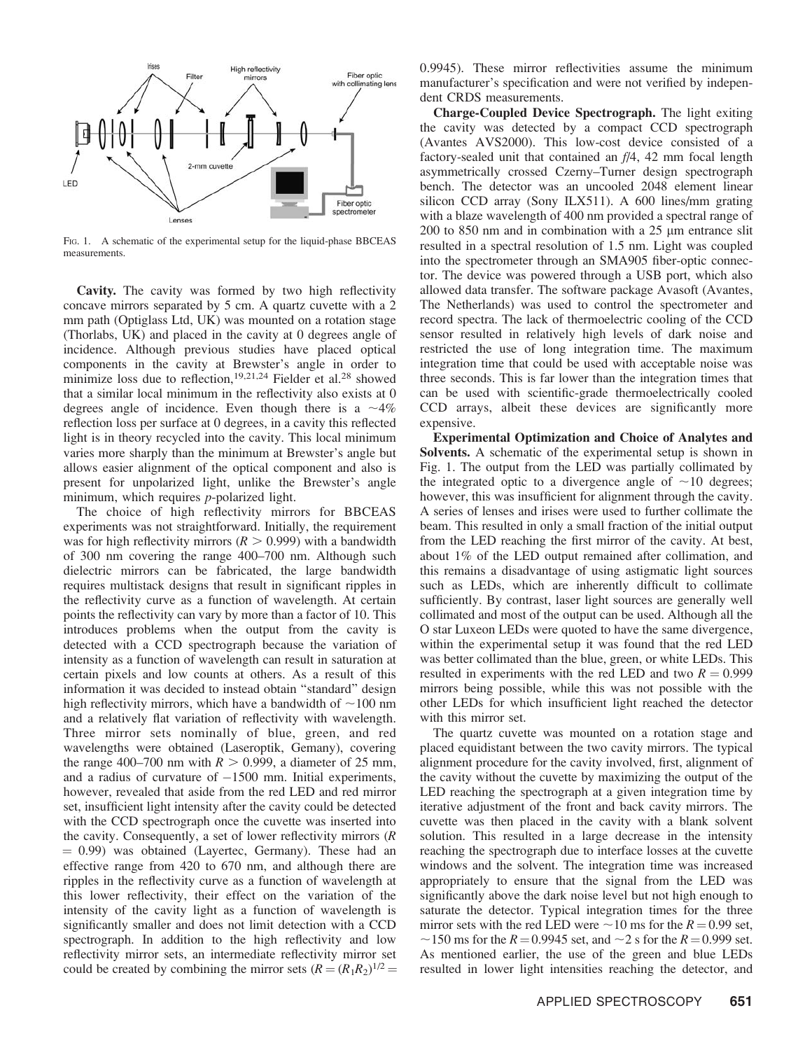Fig. 1. A schematic of the experimental setup for the liquid-phase BBCEAS measurements.

**Cavity.** The cavity was formed by two high reflectivity concave mirrors separated by 5 cm. A quartz cuvette with a 2 mm path (Optiglass Ltd, UK) was mounted on a rotation stage (Thorlabs, UK) and placed in the cavity at 0 degrees angle of incidence. Although previous studies have placed optical components in the cavity at Brewster's angle in order to minimize loss due to reflection,[19,21,24] Fielder et al.[28] showed that a similar local minimum in the reflectivity also exists at 0 degrees angle of incidence. Even though there is a ~4% reflection loss per surface at 0 degrees, in a cavity this reflected light is in theory recycled into the cavity. This local minimum varies more sharply than the minimum at Brewster's angle but allows easier alignment of the optical component and also is present for unpolarized light, unlike the Brewster's angle minimum, which requires *p*-polarized light.

The choice of high reflectivity mirrors for BBCEAS experiments was not straightforward. Initially, the requirement was for high reflectivity mirrors ($R > 0.999$) with a bandwidth of 300 nm covering the range 400–700 nm. Although such dielectric mirrors can be fabricated, the large bandwidth requires multistack designs that result in significant ripples in the reflectivity curve as a function of wavelength. At certain points the reflectivity can vary by more than a factor of 10. This introduces problems when the output from the cavity is detected with a CCD spectrograph because the variation of intensity as a function of wavelength can result in saturation at certain pixels and low counts at others. As a result of this information it was decided to instead obtain "standard" design high reflectivity mirrors, which have a bandwidth of ~100 nm and a relatively flat variation of reflectivity with wavelength. Three mirror sets nominally of blue, green, and red wavelengths were obtained (Laseroptik, Gemany), covering the range 400–700 nm with $R > 0.999$, a diameter of 25 mm, and a radius of curvature of −1500 mm. Initial experiments, however, revealed that aside from the red LED and red mirror set, insufficient light intensity after the cavity could be detected with the CCD spectrograph once the cuvette was inserted into the cavity. Consequently, a set of lower reflectivity mirrors ($R = 0.99$) was obtained (Layertec, Germany). These had an effective range from 420 to 670 nm, and although there are ripples in the reflectivity curve as a function of wavelength at this lower reflectivity, their effect on the variation of the intensity of the cavity light as a function of wavelength is significantly smaller and does not limit detection with a CCD spectrograph. In addition to the high reflectivity and low reflectivity mirror sets, an intermediate reflectivity mirror set could be created by combining the mirror sets ($R = (R_1R_2)^{1/2} = 0.9945$). These mirror reflectivities assume the minimum manufacturer's specification and were not verified by independent CRDS measurements.

**Charge-Coupled Device Spectrograph.** The light exiting the cavity was detected by a compact CCD spectrograph (Avantes AVS2000). This low-cost device consisted of a factory-sealed unit that contained an *f*/4, 42 mm focal length asymmetrically crossed Czerny–Turner design spectrograph bench. The detector was an uncooled 2048 element linear silicon CCD array (Sony ILX511). A 600 lines/mm grating with a blaze wavelength of 400 nm provided a spectral range of 200 to 850 nm and in combination with a 25 μm entrance slit resulted in a spectral resolution of 1.5 nm. Light was coupled into the spectrometer through an SMA905 fiber-optic connector. The device was powered through a USB port, which also allowed data transfer. The software package Avasoft (Avantes, The Netherlands) was used to control the spectrometer and record spectra. The lack of thermoelectric cooling of the CCD sensor resulted in relatively high levels of dark noise and restricted the use of long integration time. The maximum integration time that could be used with acceptable noise was three seconds. This is far lower than the integration times that can be used with scientific-grade thermoelectrically cooled CCD arrays, albeit these devices are significantly more expensive.

**Experimental Optimization and Choice of Analytes and Solvents.** A schematic of the experimental setup is shown in Fig. 1. The output from the LED was partially collimated by the integrated optic to a divergence angle of ~10 degrees; however, this was insufficient for alignment through the cavity. A series of lenses and irises were used to further collimate the beam. This resulted in only a small fraction of the initial output from the LED reaching the first mirror of the cavity. At best, about 1% of the LED output remained after collimation, and this remains a disadvantage of using astigmatic light sources such as LEDs, which are inherently difficult to collimate sufficiently. By contrast, laser light sources are generally well collimated and most of the output can be used. Although all the O star Luxeon LEDs were quoted to have the same divergence, within the experimental setup it was found that the red LED was better collimated than the blue, green, or white LEDs. This resulted in experiments with the red LED and two $R = 0.999$ mirrors being possible, while this was not possible with the other LEDs for which insufficient light reached the detector with this mirror set.

The quartz cuvette was mounted on a rotation stage and placed equidistant between the two cavity mirrors. The typical alignment procedure for the cavity involved, first, alignment of the cavity without the cuvette by maximizing the output of the LED reaching the spectrograph at a given integration time by iterative adjustment of the front and back cavity mirrors. The cuvette was then placed in the cavity with a blank solvent solution. This resulted in a large decrease in the intensity reaching the spectrograph due to interface losses at the cuvette windows and the solvent. The integration time was increased appropriately to ensure that the signal from the LED was significantly above the dark noise level but not high enough to saturate the detector. Typical integration times for the three mirror sets with the red LED were ~10 ms for the $R = 0.99$ set, ~150 ms for the $R = 0.9945$ set, and ~2 s for the $R = 0.999$ set. As mentioned earlier, the use of the green and blue LEDs resulted in lower light intensities reaching the detector, and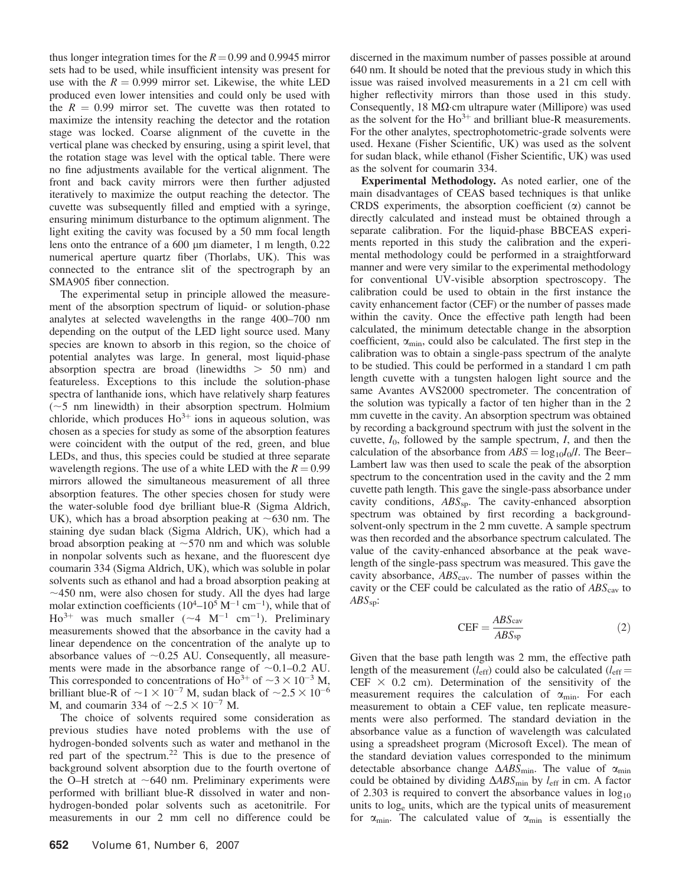thus longer integration times for the $R = 0.99$ and 0.9945 mirror sets had to be used, while insufficient intensity was present for use with the $R = 0.999$ mirror set. Likewise, the white LED produced even lower intensities and could only be used with the $R = 0.99$ mirror set. The cuvette was then rotated to maximize the intensity reaching the detector and the rotation stage was locked. Coarse alignment of the cuvette in the vertical plane was checked by ensuring, using a spirit level, that the rotation stage was level with the optical table. There were no fine adjustments available for the vertical alignment. The front and back cavity mirrors were then further adjusted iteratively to maximize the output reaching the detector. The cuvette was subsequently filled and emptied with a syringe, ensuring minimum disturbance to the optimum alignment. The light exiting the cavity was focused by a 50 mm focal length lens onto the entrance of a 600 μm diameter, 1 m length, 0.22 numerical aperture quartz fiber (Thorlabs, UK). This was connected to the entrance slit of the spectrograph by an SMA905 fiber connection.

The experimental setup in principle allowed the measurement of the absorption spectrum of liquid- or solution-phase analytes at selected wavelengths in the range 400–700 nm depending on the output of the LED light source used. Many species are known to absorb in this region, so the choice of potential analytes was large. In general, most liquid-phase absorption spectra are broad (linewidths $> 50$ nm) and featureless. Exceptions to this include the solution-phase spectra of lanthanide ions, which have relatively sharp features (~5 nm linewidth) in their absorption spectrum. Holmium chloride, which produces $Ho^{3+}$ ions in aqueous solution, was chosen as a species for study as some of the absorption features were coincident with the output of the red, green, and blue LEDs, and thus, this species could be studied at three separate wavelength regions. The use of a white LED with the $R = 0.99$ mirrors allowed the simultaneous measurement of all three absorption features. The other species chosen for study were the water-soluble food dye brilliant blue-R (Sigma Aldrich, UK), which has a broad absorption peaking at ~630 nm. The staining dye sudan black (Sigma Aldrich, UK), which had a broad absorption peaking at ~570 nm and which was soluble in nonpolar solvents such as hexane, and the fluorescent dye coumarin 334 (Sigma Aldrich, UK), which was soluble in polar solvents such as ethanol and had a broad absorption peaking at ~450 nm, were also chosen for study. All the dyes had large molar extinction coefficients ($10^4$–$10^5$ $M^{-1}$ $cm^{-1}$), while that of $Ho^{3+}$ was much smaller (~4 $M^{-1}$ $cm^{-1}$). Preliminary measurements showed that the absorbance in the cavity had a linear dependence on the concentration of the analyte up to absorbance values of ~0.25 AU. Consequently, all measurements were made in the absorbance range of ~0.1–0.2 AU. This corresponded to concentrations of $Ho^{3+}$ of $\sim 3 \times 10^{-3}$ M, brilliant blue-R of $\sim 1 \times 10^{-7}$ M, sudan black of $\sim 2.5 \times 10^{-6}$ M, and coumarin 334 of $\sim 2.5 \times 10^{-7}$ M.

The choice of solvents required some consideration as previous studies have noted problems with the use of hydrogen-bonded solvents such as water and methanol in the red part of the spectrum.[22] This is due to the presence of background solvent absorption due to the fourth overtone of the O–H stretch at ~640 nm. Preliminary experiments were performed with brilliant blue-R dissolved in water and non-hydrogen-bonded polar solvents such as acetonitrile. For measurements in our 2 mm cell no difference could be discerned in the maximum number of passes possible at around 640 nm. It should be noted that the previous study in which this issue was raised involved measurements in a 21 cm cell with higher reflectivity mirrors than those used in this study. Consequently, 18 MΩ·cm ultrapure water (Millipore) was used as the solvent for the $Ho^{3+}$ and brilliant blue-R measurements. For the other analytes, spectrophotometric-grade solvents were used. Hexane (Fisher Scientific, UK) was used as the solvent for sudan black, while ethanol (Fisher Scientific, UK) was used as the solvent for coumarin 334.

**Experimental Methodology.** As noted earlier, one of the main disadvantages of CEAS based techniques is that unlike CRDS experiments, the absorption coefficient ($\alpha$) cannot be directly calculated and instead must be obtained through a separate calibration. For the liquid-phase BBCEAS experiments reported in this study the calibration and the experimental methodology could be performed in a straightforward manner and were very similar to the experimental methodology for conventional UV-visible absorption spectroscopy. The calibration could be used to obtain in the first instance the cavity enhancement factor (CEF) or the number of passes made within the cavity. Once the effective path length had been calculated, the minimum detectable change in the absorption coefficient, $\alpha_{min}$, could also be calculated. The first step in the calibration was to obtain a single-pass spectrum of the analyte to be studied. This could be performed in a standard 1 cm path length cuvette with a tungsten halogen light source and the same Avantes AVS2000 spectrometer. The concentration of the solution was typically a factor of ten higher than in the 2 mm cuvette in the cavity. An absorption spectrum was obtained by recording a background spectrum with just the solvent in the cuvette, $I_0$, followed by the sample spectrum, $I$, and then the calculation of the absorbance from $ABS = \log_{10} I_0/I$. The Beer–Lambert law was then used to scale the peak of the absorption spectrum to the concentration used in the cavity and the 2 mm cuvette path length. This gave the single-pass absorbance under cavity conditions, $ABS_{sp}$. The cavity-enhanced absorption spectrum was obtained by first recording a background-solvent-only spectrum in the 2 mm cuvette. A sample spectrum was then recorded and the absorbance spectrum calculated. The value of the cavity-enhanced absorbance at the peak wavelength of the single-pass spectrum was measured. This gave the cavity absorbance, $ABS_{cav}$. The number of passes within the cavity or the CEF could be calculated as the ratio of $ABS_{cav}$ to $ABS_{sp}$:

$$\text{CEF} = \frac{ABS_{cav}}{ABS_{sp}} \tag{2}$$

Given that the base path length was 2 mm, the effective path length of the measurement ($l_{eff}$) could also be calculated ($l_{eff} = \text{CEF} \times 0.2$ cm). Determination of the sensitivity of the measurement requires the calculation of $\alpha_{min}$. For each measurement to obtain a CEF value, ten replicate measurements were also performed. The standard deviation in the absorbance value as a function of wavelength was calculated using a spreadsheet program (Microsoft Excel). The mean of the standard deviation values corresponded to the minimum detectable absorbance change $\Delta ABS_{min}$. The value of $\alpha_{min}$ could be obtained by dividing $\Delta ABS_{min}$ by $l_{eff}$ in cm. A factor of 2.303 is required to convert the absorbance values in $\log_{10}$ units to $\log_e$ units, which are the typical units of measurement for $\alpha_{min}$. The calculated value of $\alpha_{min}$ is essentially the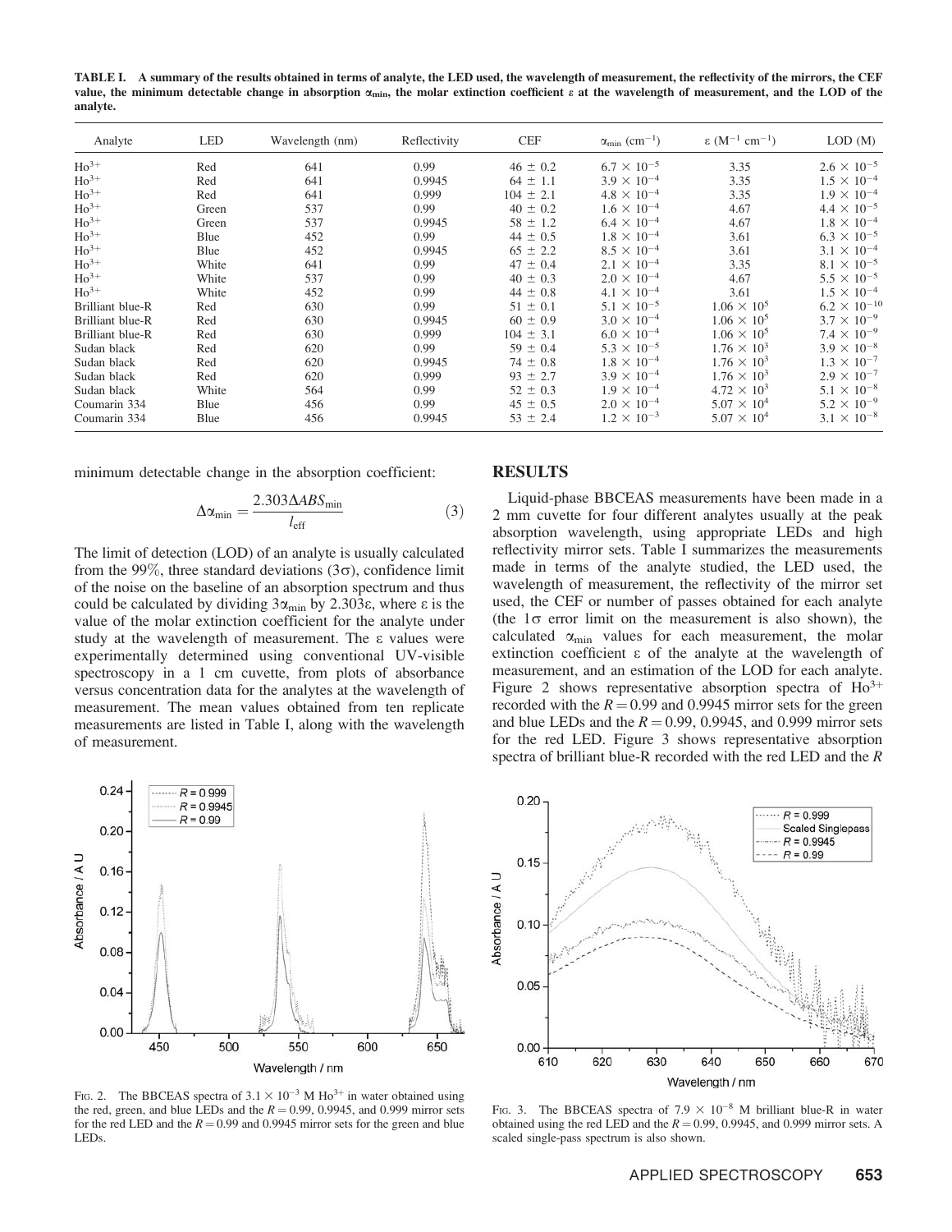TABLE I. A summary of the results obtained in terms of analyte, the LED used, the wavelength of measurement, the reflectivity of the mirrors, the CEF value, the minimum detectable change in absorption $\alpha_{min}$, the molar extinction coefficient $\varepsilon$ at the wavelength of measurement, and the LOD of the analyte.

| Analyte | LED | Wavelength (nm) | Reflectivity | CEF | $\alpha_{min}$ (cm$^{-1}$) | $\varepsilon$ (M$^{-1}$ cm$^{-1}$) | LOD (M) |
|---|---|---|---|---|---|---|---|
| $Ho^{3+}$ | Red | 641 | 0.99 | 46 ± 0.2 | $6.7 \times 10^{-5}$ | 3.35 | $2.6 \times 10^{-5}$ |
| $Ho^{3+}$ | Red | 641 | 0.9945 | 64 ± 1.1 | $3.9 \times 10^{-4}$ | 3.35 | $1.5 \times 10^{-4}$ |
| $Ho^{3+}$ | Red | 641 | 0.999 | 104 ± 2.1 | $4.8 \times 10^{-4}$ | 3.35 | $1.9 \times 10^{-4}$ |
| $Ho^{3+}$ | Green | 537 | 0.99 | 40 ± 0.2 | $1.6 \times 10^{-4}$ | 4.67 | $4.4 \times 10^{-5}$ |
| $Ho^{3+}$ | Green | 537 | 0.9945 | 58 ± 1.2 | $6.4 \times 10^{-4}$ | 4.67 | $1.8 \times 10^{-4}$ |
| $Ho^{3+}$ | Blue | 452 | 0.99 | 44 ± 0.5 | $1.8 \times 10^{-4}$ | 3.61 | $6.3 \times 10^{-5}$ |
| $Ho^{3+}$ | Blue | 452 | 0.9945 | 65 ± 2.2 | $8.5 \times 10^{-4}$ | 3.61 | $3.1 \times 10^{-4}$ |
| $Ho^{3+}$ | White | 641 | 0.99 | 47 ± 0.4 | $2.1 \times 10^{-4}$ | 3.35 | $8.1 \times 10^{-5}$ |
| $Ho^{3+}$ | White | 537 | 0.99 | 40 ± 0.3 | $2.0 \times 10^{-4}$ | 4.67 | $5.5 \times 10^{-5}$ |
| $Ho^{3+}$ | White | 452 | 0.99 | 44 ± 0.8 | $4.1 \times 10^{-4}$ | 3.61 | $1.5 \times 10^{-4}$ |
| Brilliant blue-R | Red | 630 | 0.99 | 51 ± 0.1 | $5.1 \times 10^{-5}$ | $1.06 \times 10^{5}$ | $6.2 \times 10^{-10}$ |
| Brilliant blue-R | Red | 630 | 0.9945 | 60 ± 0.9 | $3.0 \times 10^{-4}$ | $1.06 \times 10^{5}$ | $3.7 \times 10^{-9}$ |
| Brilliant blue-R | Red | 630 | 0.999 | 104 ± 3.1 | $6.0 \times 10^{-4}$ | $1.06 \times 10^{5}$ | $7.4 \times 10^{-9}$ |
| Sudan black | Red | 620 | 0.99 | 59 ± 0.4 | $5.3 \times 10^{-5}$ | $1.76 \times 10^{3}$ | $3.9 \times 10^{-8}$ |
| Sudan black | Red | 620 | 0.9945 | 74 ± 0.8 | $1.8 \times 10^{-4}$ | $1.76 \times 10^{3}$ | $1.3 \times 10^{-7}$ |
| Sudan black | Red | 620 | 0.999 | 93 ± 2.7 | $3.9 \times 10^{-4}$ | $1.76 \times 10^{3}$ | $2.9 \times 10^{-7}$ |
| Sudan black | White | 564 | 0.99 | 52 ± 0.3 | $1.9 \times 10^{-4}$ | $4.72 \times 10^{3}$ | $5.1 \times 10^{-8}$ |
| Coumarin 334 | Blue | 456 | 0.99 | 45 ± 0.5 | $2.0 \times 10^{-4}$ | $5.07 \times 10^{4}$ | $5.2 \times 10^{-9}$ |
| Coumarin 334 | Blue | 456 | 0.9945 | 53 ± 2.4 | $1.2 \times 10^{-3}$ | $5.07 \times 10^{4}$ | $3.1 \times 10^{-8}$ |

minimum detectable change in the absorption coefficient:

$$\Delta\alpha_{min} = \frac{2.303\Delta ABS_{min}}{l_{eff}} \quad (3)$$

The limit of detection (LOD) of an analyte is usually calculated from the 99%, three standard deviations (3σ), confidence limit of the noise on the baseline of an absorption spectrum and thus could be calculated by dividing $3\alpha_{min}$ by $2.303\varepsilon$, where $\varepsilon$ is the value of the molar extinction coefficient for the analyte under study at the wavelength of measurement. The $\varepsilon$ values were experimentally determined using conventional UV-visible spectroscopy in a 1 cm cuvette, from plots of absorbance versus concentration data for the analytes at the wavelength of measurement. The mean values obtained from ten replicate measurements are listed in Table I, along with the wavelength of measurement.

## RESULTS

Liquid-phase BBCEAS measurements have been made in a 2 mm cuvette for four different analytes usually at the peak absorption wavelength, using appropriate LEDs and high reflectivity mirror sets. Table I summarizes the measurements made in terms of the analyte studied, the LED used, the wavelength of measurement, the reflectivity of the mirror set used, the CEF or number of passes obtained for each analyte (the 1σ error limit on the measurement is also shown), the calculated $\alpha_{min}$ values for each measurement, the molar extinction coefficient $\varepsilon$ of the analyte at the wavelength of measurement, and an estimation of the LOD for each analyte. Figure 2 shows representative absorption spectra of $Ho^{3+}$ recorded with the $R = 0.99$ and 0.9945 mirror sets for the green and blue LEDs and the $R = 0.99$, 0.9945, and 0.999 mirror sets for the red LED. Figure 3 shows representative absorption spectra of brilliant blue-R recorded with the red LED and the $R$

FIG. 2. The BBCEAS spectra of $3.1 \times 10^{-3}$ M $Ho^{3+}$ in water obtained using the red, green, and blue LEDs and the $R = 0.99$, 0.9945, and 0.999 mirror sets for the red LED and the $R = 0.99$ and 0.9945 mirror sets for the green and blue LEDs.

FIG. 3. The BBCEAS spectra of $7.9 \times 10^{-8}$ M brilliant blue-R in water obtained using the red LED and the $R = 0.99$, 0.9945, and 0.999 mirror sets. A scaled single-pass spectrum is also shown.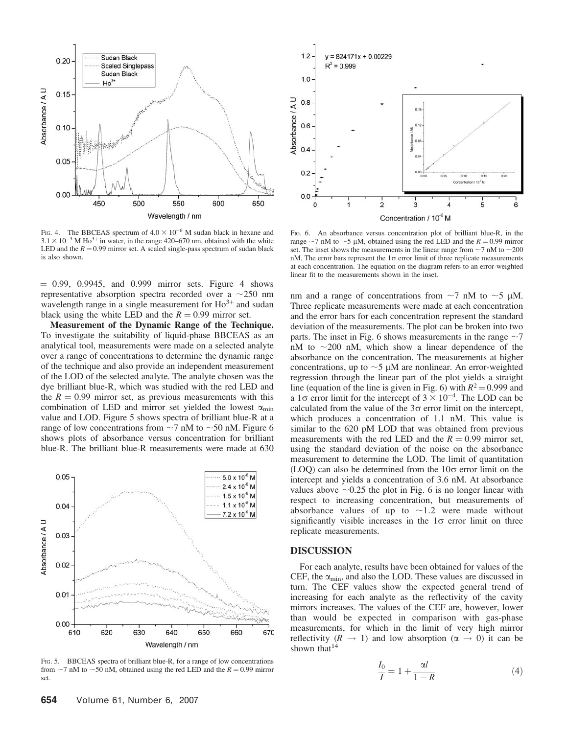= 0.99, 0.9945, and 0.999 mirror sets. Figure 4 shows representative absorption spectra recorded over a ~250 nm wavelength range in a single measurement for $Ho^{3+}$ and sudan black using the white LED and the $R = 0.99$ mirror set.

**Measurement of the Dynamic Range of the Technique.** To investigate the suitability of liquid-phase BBCEAS as an analytical tool, measurements were made on a selected analyte over a range of concentrations to determine the dynamic range of the technique and also provide an independent measurement of the LOD of the selected analyte. The analyte chosen was the dye brilliant blue-R, which was studied with the red LED and the $R = 0.99$ mirror set, as previous measurements with this combination of LED and mirror set yielded the lowest $\alpha_{min}$ value and LOD. Figure 5 shows spectra of brilliant blue-R at a range of low concentrations from ~7 nM to ~50 nM. Figure 6 shows plots of absorbance versus concentration for brilliant blue-R. The brilliant blue-R measurements were made at 630 nm and a range of concentrations from ~7 nM to ~5 μM. Three replicate measurements were made at each concentration and the error bars for each concentration represent the standard deviation of the measurements. The plot can be broken into two parts. The inset in Fig. 6 shows measurements in the range ~7 nM to ~200 nM, which show a linear dependence of the absorbance on the concentration. The measurements at higher concentrations, up to ~5 μM are nonlinear. An error-weighted regression through the linear part of the plot yields a straight line (equation of the line is given in Fig. 6) with $R^2 = 0.999$ and a 1σ error limit for the intercept of $3 \times 10^{-4}$. The LOD can be calculated from the value of the 3σ error limit on the intercept, which produces a concentration of 1.1 nM. This value is similar to the 620 pM LOD that was obtained from previous measurements with the red LED and the $R = 0.99$ mirror set, using the standard deviation of the noise on the absorbance measurement to determine the LOD. The limit of quantitation (LOQ) can also be determined from the 10σ error limit on the intercept and yields a concentration of 3.6 nM. At absorbance values above ~0.25 the plot in Fig. 6 is no longer linear with respect to increasing concentration, but measurements of absorbance values of up to ~1.2 were made without significantly visible increases in the 1σ error limit on three replicate measurements.

Fig. 4. The BBCEAS spectrum of $4.0 \times 10^{-6}$ M sudan black in hexane and $3.1 \times 10^{-3}$ M $Ho^{3+}$ in water, in the range 420–670 nm, obtained with the white LED and the $R = 0.99$ mirror set. A scaled single-pass spectrum of sudan black is also shown.

Fig. 5. BBCEAS spectra of brilliant blue-R, for a range of low concentrations from ~7 nM to ~50 nM, obtained using the red LED and the $R = 0.99$ mirror set.

Fig. 6. An absorbance versus concentration plot of brilliant blue-R, in the range ~7 nM to ~5 μM, obtained using the red LED and the $R = 0.99$ mirror set. The inset shows the measurements in the linear range from ~7 nM to ~200 nM. The error bars represent the 1σ error limit of three replicate measurements at each concentration. The equation on the diagram refers to an error-weighted linear fit to the measurements shown in the inset.

## DISCUSSION

For each analyte, results have been obtained for values of the CEF, the $\alpha_{min}$, and also the LOD. These values are discussed in turn. The CEF values show the expected general trend of increasing for each analyte as the reflectivity of the cavity mirrors increases. The values of the CEF are, however, lower than would be expected in comparison with gas-phase measurements, for which in the limit of very high mirror reflectivity ($R \rightarrow 1$) and low absorption ($\alpha \rightarrow 0$) it can be shown that[14]

$$\frac{I_0}{I} = 1 + \frac{\alpha l}{1 - R} \tag{4}$$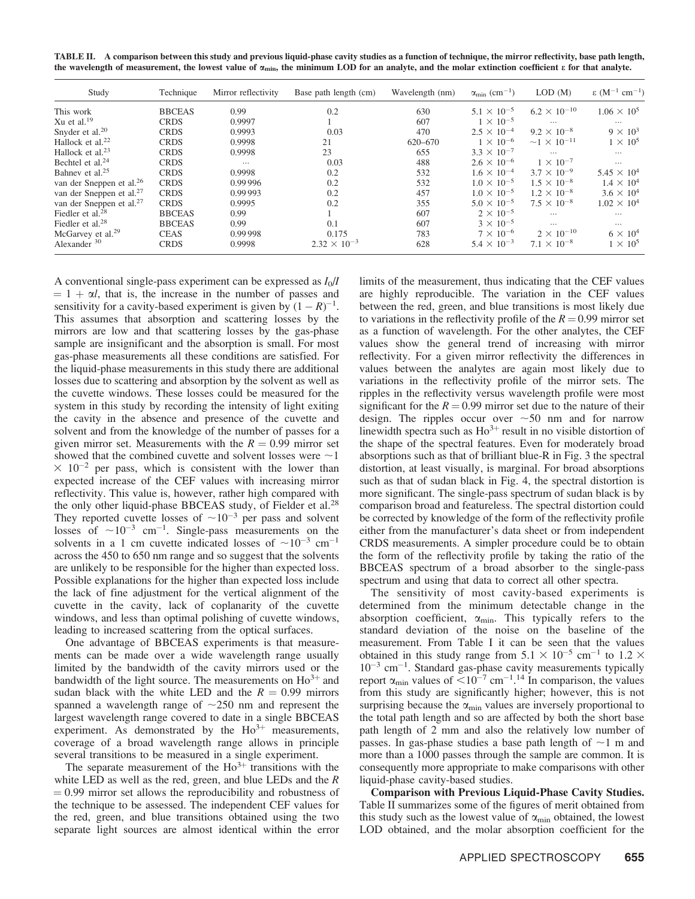TABLE II. A comparison between this study and previous liquid-phase cavity studies as a function of technique, the mirror reflectivity, base path length, the wavelength of measurement, the lowest value of $\alpha_{min}$, the minimum LOD for an analyte, and the molar extinction coefficient ε for that analyte.

| Study | Technique | Mirror reflectivity | Base path length (cm) | Wavelength (nm) | $\alpha_{min}$ ($cm^{-1}$) | LOD (M) | ε ($M^{-1}$ $cm^{-1}$) |
|---|---|---|---|---|---|---|---|
| This work | BBCEAS | 0.99 | 0.2 | 630 | $5.1 \times 10^{-5}$ | $6.2 \times 10^{-10}$ | $1.06 \times 10^{5}$ |
| Xu et al.[19] | CRDS | 0.9997 | 1 | 607 | $1 \times 10^{-5}$ | ··· | ··· |
| Snyder et al.[20] | CRDS | 0.9993 | 0.03 | 470 | $2.5 \times 10^{-4}$ | $9.2 \times 10^{-8}$ | $9 \times 10^{3}$ |
| Hallock et al.[22] | CRDS | 0.9998 | 21 | 620–670 | $1 \times 10^{-6}$ | $\sim 1 \times 10^{-11}$ | $1 \times 10^{5}$ |
| Hallock et al.[23] | CRDS | 0.9998 | 23 | 655 | $3.3 \times 10^{-7}$ | ··· | ··· |
| Bechtel et al.[24] | CRDS | ··· | 0.03 | 488 | $2.6 \times 10^{-6}$ | $1 \times 10^{-7}$ | ··· |
| Bahnev et al.[25] | CRDS | 0.9998 | 0.2 | 532 | $1.6 \times 10^{-4}$ | $3.7 \times 10^{-9}$ | $5.45 \times 10^{4}$ |
| van der Sneppen et al.[26] | CRDS | 0.99996 | 0.2 | 532 | $1.0 \times 10^{-5}$ | $1.5 \times 10^{-8}$ | $1.4 \times 10^{4}$ |
| van der Sneppen et al.[27] | CRDS | 0.99993 | 0.2 | 457 | $1.0 \times 10^{-5}$ | $1.2 \times 10^{-8}$ | $3.6 \times 10^{4}$ |
| van der Sneppen et al.[27] | CRDS | 0.9995 | 0.2 | 355 | $5.0 \times 10^{-5}$ | $7.5 \times 10^{-8}$ | $1.02 \times 10^{4}$ |
| Fiedler et al.[28] | BBCEAS | 0.99 | 1 | 607 | $2 \times 10^{-5}$ | ··· | ··· |
| Fiedler et al.[28] | BBCEAS | 0.99 | 0.1 | 607 | $3 \times 10^{-5}$ | ··· | ··· |
| McGarvey et al.[29] | CEAS | 0.99998 | 0.175 | 783 | $7 \times 10^{-6}$ | $2 \times 10^{-10}$ | $6 \times 10^{4}$ |
| Alexander[30] | CRDS | 0.9998 | $2.32 \times 10^{-3}$ | 628 | $5.4 \times 10^{-3}$ | $7.1 \times 10^{-8}$ | $1 \times 10^{5}$ |

A conventional single-pass experiment can be expressed as $I_0/I = 1 + \alpha l$, that is, the increase in the number of passes and sensitivity for a cavity-based experiment is given by $(1 - R)^{-1}$. This assumes that absorption and scattering losses by the mirrors are low and that scattering losses by the gas-phase sample are insignificant and the absorption is small. For most gas-phase measurements all these conditions are satisfied. For the liquid-phase measurements in this study there are additional losses due to scattering and absorption by the solvent as well as the cuvette windows. These losses could be measured for the system in this study by recording the intensity of light exiting the cavity in the absence and presence of the cuvette and solvent and from the knowledge of the number of passes for a given mirror set. Measurements with the $R = 0.99$ mirror set showed that the combined cuvette and solvent losses were $\sim 1 \times 10^{-2}$ per pass, which is consistent with the lower than expected increase of the CEF values with increasing mirror reflectivity. This value is, however, rather high compared with the only other liquid-phase BBCEAS study, of Fielder et al.[28] They reported cuvette losses of $\sim 10^{-3}$ per pass and solvent losses of $\sim 10^{-3}$ $cm^{-1}$. Single-pass measurements on the solvents in a 1 cm cuvette indicated losses of $\sim 10^{-3}$ $cm^{-1}$ across the 450 to 650 nm range and so suggest that the solvents are unlikely to be responsible for the higher than expected loss. Possible explanations for the higher than expected loss include the lack of fine adjustment for the vertical alignment of the cuvette in the cavity, lack of coplanarity of the cuvette windows, and less than optimal polishing of cuvette windows, leading to increased scattering from the optical surfaces.

One advantage of BBCEAS experiments is that measurements can be made over a wide wavelength range usually limited by the bandwidth of the cavity mirrors used or the bandwidth of the light source. The measurements on $Ho^{3+}$ and sudan black with the white LED and the $R = 0.99$ mirrors spanned a wavelength range of $\sim$250 nm and represent the largest wavelength range covered to date in a single BBCEAS experiment. As demonstrated by the $Ho^{3+}$ measurements, coverage of a broad wavelength range allows in principle several transitions to be measured in a single experiment.

The separate measurement of the $Ho^{3+}$ transitions with the white LED as well as the red, green, and blue LEDs and the $R = 0.99$ mirror set allows the reproducibility and robustness of the technique to be assessed. The independent CEF values for the red, green, and blue transitions obtained using the two separate light sources are almost identical within the error limits of the measurement, thus indicating that the CEF values are highly reproducible. The variation in the CEF values between the red, green, and blue transitions is most likely due to variations in the reflectivity profile of the $R = 0.99$ mirror set as a function of wavelength. For the other analytes, the CEF values show the general trend of increasing with mirror reflectivity. For a given mirror reflectivity the differences in values between the analytes are again most likely due to variations in the reflectivity profile of the mirror sets. The ripples in the reflectivity versus wavelength profile were most significant for the $R = 0.99$ mirror set due to the nature of their design. The ripples occur over $\sim$50 nm and for narrow linewidth spectra such as $Ho^{3+}$ result in no visible distortion of the shape of the spectral features. Even for moderately broad absorptions such as that of brilliant blue-R in Fig. 3 the spectral distortion, at least visually, is marginal. For broad absorptions such as that of sudan black in Fig. 4, the spectral distortion is more significant. The single-pass spectrum of sudan black is by comparison broad and featureless. The spectral distortion could be corrected by knowledge of the form of the reflectivity profile either from the manufacturer's data sheet or from independent CRDS measurements. A simpler procedure could be to obtain the form of the reflectivity profile by taking the ratio of the BBCEAS spectrum of a broad absorber to the single-pass spectrum and using that data to correct all other spectra.

The sensitivity of most cavity-based experiments is determined from the minimum detectable change in the absorption coefficient, $\alpha_{min}$. This typically refers to the standard deviation of the noise on the baseline of the measurement. From Table I it can be seen that the values obtained in this study range from $5.1 \times 10^{-5}$ $cm^{-1}$ to $1.2 \times 10^{-3}$ $cm^{-1}$. Standard gas-phase cavity measurements typically report $\alpha_{min}$ values of $<10^{-7}$ $cm^{-1}$.[14] In comparison, the values from this study are significantly higher; however, this is not surprising because the $\alpha_{min}$ values are inversely proportional to the total path length and so are affected by both the short base path length of 2 mm and also the relatively low number of passes. In gas-phase studies a base path length of $\sim$1 m and more than a 1000 passes through the sample are common. It is consequently more appropriate to make comparisons with other liquid-phase cavity-based studies.

**Comparison with Previous Liquid-Phase Cavity Studies.** Table II summarizes some of the figures of merit obtained from this study such as the lowest value of $\alpha_{min}$ obtained, the lowest LOD obtained, and the molar absorption coefficient for the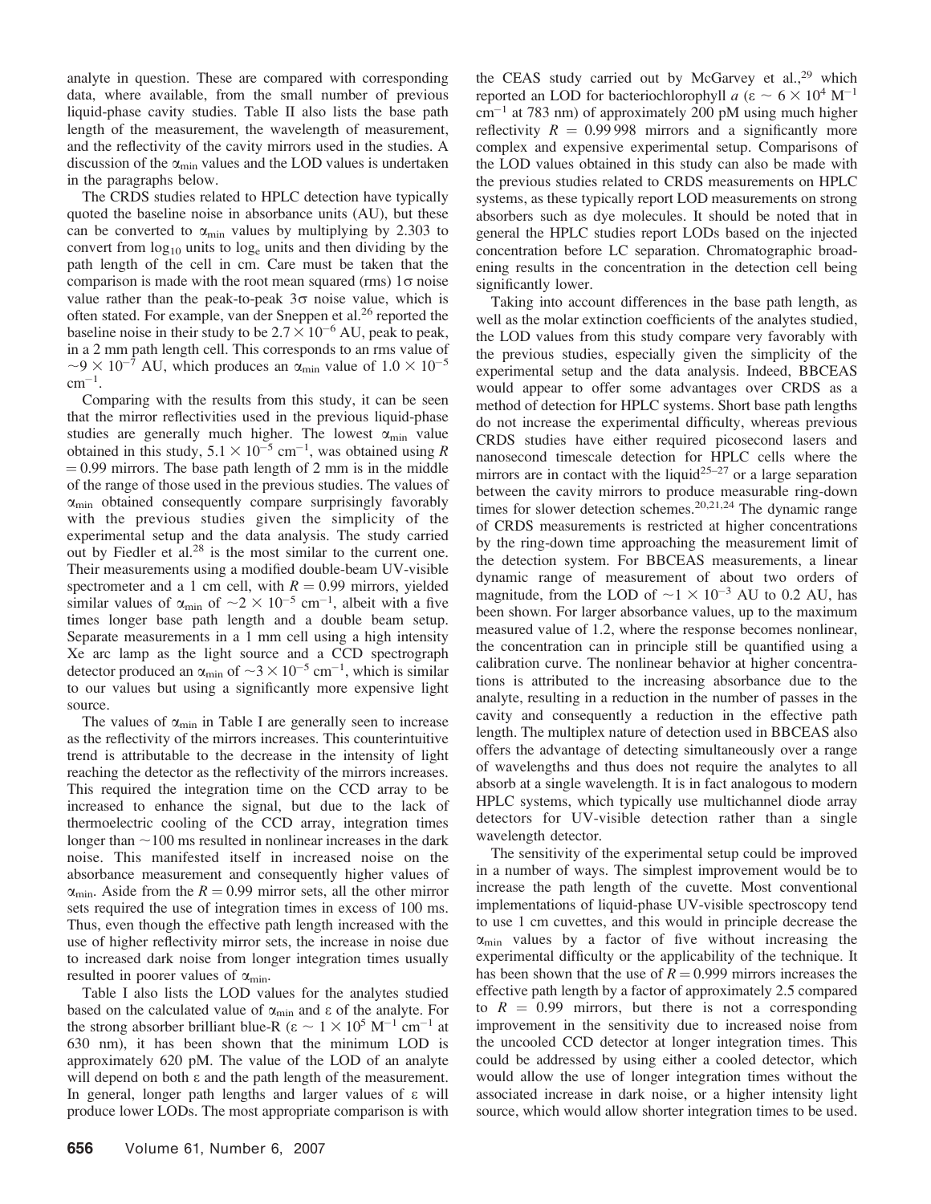analyte in question. These are compared with corresponding data, where available, from the small number of previous liquid-phase cavity studies. Table II also lists the base path length of the measurement, the wavelength of measurement, and the reflectivity of the cavity mirrors used in the studies. A discussion of the $\alpha_{min}$ values and the LOD values is undertaken in the paragraphs below.

The CRDS studies related to HPLC detection have typically quoted the baseline noise in absorbance units (AU), but these can be converted to $\alpha_{min}$ values by multiplying by 2.303 to convert from $\log_{10}$ units to $\log_e$ units and then dividing by the path length of the cell in cm. Care must be taken that the comparison is made with the root mean squared (rms) $1\sigma$ noise value rather than the peak-to-peak $3\sigma$ noise value, which is often stated. For example, van der Sneppen et al.[26] reported the baseline noise in their study to be $2.7 \times 10^{-6}$ AU, peak to peak, in a 2 mm path length cell. This corresponds to an rms value of $\sim 9 \times 10^{-7}$ AU, which produces an $\alpha_{min}$ value of $1.0 \times 10^{-5}$ $cm^{-1}$.

Comparing with the results from this study, it can be seen that the mirror reflectivities used in the previous liquid-phase studies are generally much higher. The lowest $\alpha_{min}$ value obtained in this study, $5.1 \times 10^{-5}$ $cm^{-1}$, was obtained using $R = 0.99$ mirrors. The base path length of 2 mm is in the middle of the range of those used in the previous studies. The values of $\alpha_{min}$ obtained consequently compare surprisingly favorably with the previous studies given the simplicity of the experimental setup and the data analysis. The study carried out by Fiedler et al.[28] is the most similar to the current one. Their measurements using a modified double-beam UV-visible spectrometer and a 1 cm cell, with $R = 0.99$ mirrors, yielded similar values of $\alpha_{min}$ of $\sim 2 \times 10^{-5}$ $cm^{-1}$, albeit with a five times longer base path length and a double beam setup. Separate measurements in a 1 mm cell using a high intensity Xe arc lamp as the light source and a CCD spectrograph detector produced an $\alpha_{min}$ of $\sim 3 \times 10^{-5}$ $cm^{-1}$, which is similar to our values but using a significantly more expensive light source.

The values of $\alpha_{min}$ in Table I are generally seen to increase as the reflectivity of the mirrors increases. This counterintuitive trend is attributable to the decrease in the intensity of light reaching the detector as the reflectivity of the mirrors increases. This required the integration time on the CCD array to be increased to enhance the signal, but due to the lack of thermoelectric cooling of the CCD array, integration times longer than $\sim$100 ms resulted in nonlinear increases in the dark noise. This manifested itself in increased noise on the absorbance measurement and consequently higher values of $\alpha_{min}$. Aside from the $R = 0.99$ mirror sets, all the other mirror sets required the use of integration times in excess of 100 ms. Thus, even though the effective path length increased with the use of higher reflectivity mirror sets, the increase in noise due to increased dark noise from longer integration times usually resulted in poorer values of $\alpha_{min}$.

Table I also lists the LOD values for the analytes studied based on the calculated value of $\alpha_{min}$ and $\varepsilon$ of the analyte. For the strong absorber brilliant blue-R ($\varepsilon \sim 1 \times 10^5$ $M^{-1}$ $cm^{-1}$ at 630 nm), it has been shown that the minimum LOD is approximately 620 pM. The value of the LOD of an analyte will depend on both $\varepsilon$ and the path length of the measurement. In general, longer path lengths and larger values of $\varepsilon$ will produce lower LODs. The most appropriate comparison is with the CEAS study carried out by McGarvey et al.,[29] which reported an LOD for bacteriochlorophyll *a* ($\varepsilon \sim 6 \times 10^4$ $M^{-1}$ $cm^{-1}$ at 783 nm) of approximately 200 pM using much higher reflectivity $R = 0.99998$ mirrors and a significantly more complex and expensive experimental setup. Comparisons of the LOD values obtained in this study can also be made with the previous studies related to CRDS measurements on HPLC systems, as these typically report LOD measurements on strong absorbers such as dye molecules. It should be noted that in general the HPLC studies report LODs based on the injected concentration before LC separation. Chromatographic broadening results in the concentration in the detection cell being significantly lower.

Taking into account differences in the base path length, as well as the molar extinction coefficients of the analytes studied, the LOD values from this study compare very favorably with the previous studies, especially given the simplicity of the experimental setup and the data analysis. Indeed, BBCEAS would appear to offer some advantages over CRDS as a method of detection for HPLC systems. Short base path lengths do not increase the experimental difficulty, whereas previous CRDS studies have either required picosecond lasers and nanosecond timescale detection for HPLC cells where the mirrors are in contact with the liquid[25–27] or a large separation between the cavity mirrors to produce measurable ring-down times for slower detection schemes.[20,21,24] The dynamic range of CRDS measurements is restricted at higher concentrations by the ring-down time approaching the measurement limit of the detection system. For BBCEAS measurements, a linear dynamic range of measurement of about two orders of magnitude, from the LOD of $\sim 1 \times 10^{-3}$ AU to 0.2 AU, has been shown. For larger absorbance values, up to the maximum measured value of 1.2, where the response becomes nonlinear, the concentration can in principle still be quantified using a calibration curve. The nonlinear behavior at higher concentrations is attributed to the increasing absorbance due to the analyte, resulting in a reduction in the number of passes in the cavity and consequently a reduction in the effective path length. The multiplex nature of detection used in BBCEAS also offers the advantage of detecting simultaneously over a range of wavelengths and thus does not require the analytes to all absorb at a single wavelength. It is in fact analogous to modern HPLC systems, which typically use multichannel diode array detectors for UV-visible detection rather than a single wavelength detector.

The sensitivity of the experimental setup could be improved in a number of ways. The simplest improvement would be to increase the path length of the cuvette. Most conventional implementations of liquid-phase UV-visible spectroscopy tend to use 1 cm cuvettes, and this would in principle decrease the $\alpha_{min}$ values by a factor of five without increasing the experimental difficulty or the applicability of the technique. It has been shown that the use of $R = 0.999$ mirrors increases the effective path length by a factor of approximately 2.5 compared to $R = 0.99$ mirrors, but there is not a corresponding improvement in the sensitivity due to increased noise from the uncooled CCD detector at longer integration times. This could be addressed by using either a cooled detector, which would allow the use of longer integration times without the associated increase in dark noise, or a higher intensity light source, which would allow shorter integration times to be used.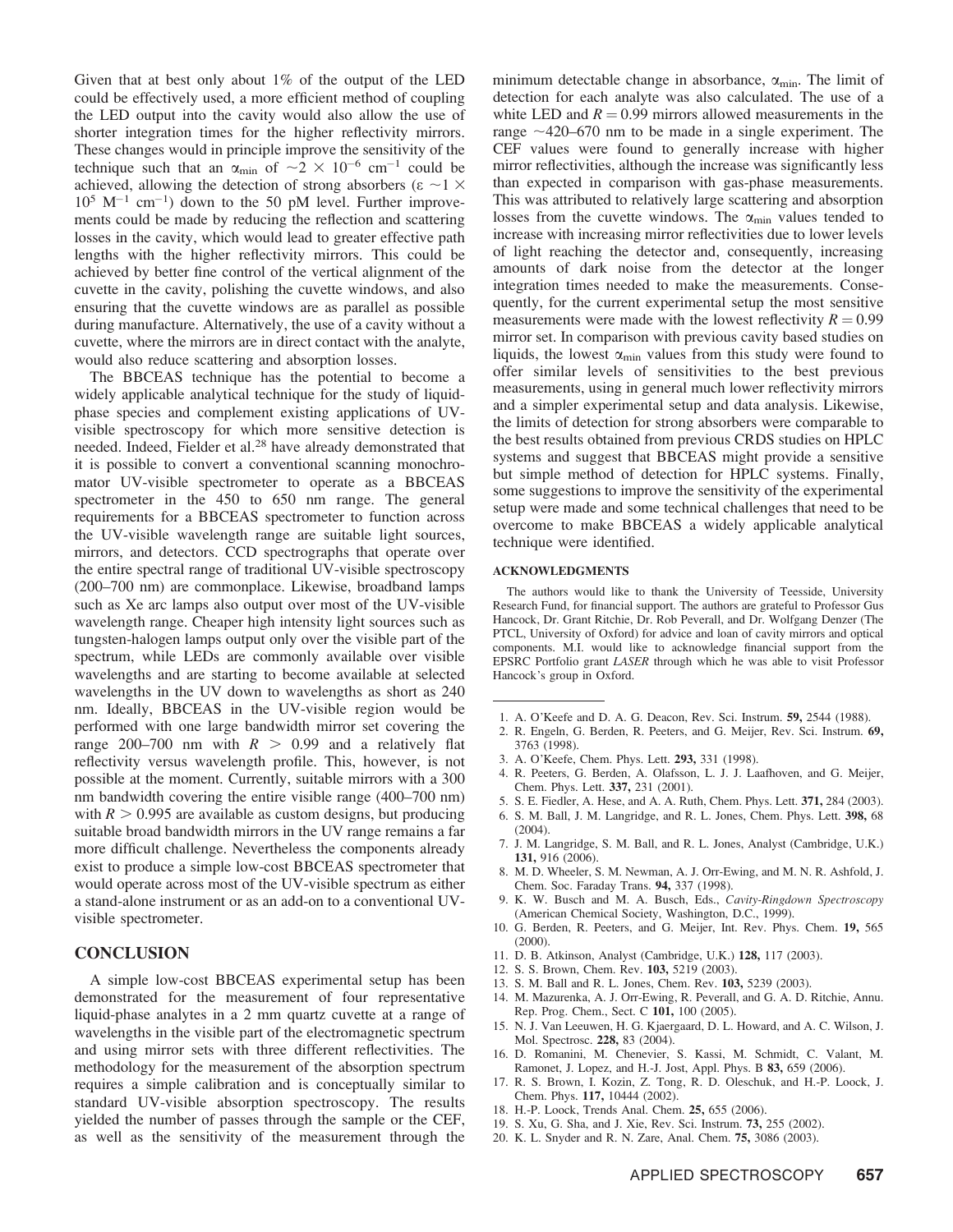Given that at best only about 1% of the output of the LED could be effectively used, a more efficient method of coupling the LED output into the cavity would also allow the use of shorter integration times for the higher reflectivity mirrors. These changes would in principle improve the sensitivity of the technique such that an $\alpha_{min}$ of $\sim 2 \times 10^{-6}$ cm$^{-1}$ could be achieved, allowing the detection of strong absorbers ($\varepsilon \sim 1 \times 10^{5}$ M$^{-1}$ cm$^{-1}$) down to the 50 pM level. Further improvements could be made by reducing the reflection and scattering losses in the cavity, which would lead to greater effective path lengths with the higher reflectivity mirrors. This could be achieved by better fine control of the vertical alignment of the cuvette in the cavity, polishing the cuvette windows, and also ensuring that the cuvette windows are as parallel as possible during manufacture. Alternatively, the use of a cavity without a cuvette, where the mirrors are in direct contact with the analyte, would also reduce scattering and absorption losses.

The BBCEAS technique has the potential to become a widely applicable analytical technique for the study of liquid-phase species and complement existing applications of UV-visible spectroscopy for which more sensitive detection is needed. Indeed, Fielder et al.[28] have already demonstrated that it is possible to convert a conventional scanning monochromator UV-visible spectrometer to operate as a BBCEAS spectrometer in the 450 to 650 nm range. The general requirements for a BBCEAS spectrometer to function across the UV-visible wavelength range are suitable light sources, mirrors, and detectors. CCD spectrographs that operate over the entire spectral range of traditional UV-visible spectroscopy (200–700 nm) are commonplace. Likewise, broadband lamps such as Xe arc lamps also output over most of the UV-visible wavelength range. Cheaper high intensity light sources such as tungsten-halogen lamps output only over the visible part of the spectrum, while LEDs are commonly available over visible wavelengths and are starting to become available at selected wavelengths in the UV down to wavelengths as short as 240 nm. Ideally, BBCEAS in the UV-visible region would be performed with one large bandwidth mirror set covering the range 200–700 nm with $R > 0.99$ and a relatively flat reflectivity versus wavelength profile. This, however, is not possible at the moment. Currently, suitable mirrors with a 300 nm bandwidth covering the entire visible range (400–700 nm) with $R > 0.995$ are available as custom designs, but producing suitable broad bandwidth mirrors in the UV range remains a far more difficult challenge. Nevertheless the components already exist to produce a simple low-cost BBCEAS spectrometer that would operate across most of the UV-visible spectrum as either a stand-alone instrument or as an add-on to a conventional UV-visible spectrometer.

## CONCLUSION

A simple low-cost BBCEAS experimental setup has been demonstrated for the measurement of four representative liquid-phase analytes in a 2 mm quartz cuvette at a range of wavelengths in the visible part of the electromagnetic spectrum and using mirror sets with three different reflectivities. The methodology for the measurement of the absorption spectrum requires a simple calibration and is conceptually similar to standard UV-visible absorption spectroscopy. The results yielded the number of passes through the sample or the CEF, as well as the sensitivity of the measurement through the minimum detectable change in absorbance, $\alpha_{min}$. The limit of detection for each analyte was also calculated. The use of a white LED and $R = 0.99$ mirrors allowed measurements in the range ~420–670 nm to be made in a single experiment. The CEF values were found to generally increase with higher mirror reflectivities, although the increase was significantly less than expected in comparison with gas-phase measurements. This was attributed to relatively large scattering and absorption losses from the cuvette windows. The $\alpha_{min}$ values tended to increase with increasing mirror reflectivities due to lower levels of light reaching the detector and, consequently, increasing amounts of dark noise from the detector at the longer integration times needed to make the measurements. Consequently, for the current experimental setup the most sensitive measurements were made with the lowest reflectivity $R = 0.99$ mirror set. In comparison with previous cavity based studies on liquids, the lowest $\alpha_{min}$ values from this study were found to offer similar levels of sensitivities to the best previous measurements, using in general much lower reflectivity mirrors and a simpler experimental setup and data analysis. Likewise, the limits of detection for strong absorbers were comparable to the best results obtained from previous CRDS studies on HPLC systems and suggest that BBCEAS might provide a sensitive but simple method of detection for HPLC systems. Finally, some suggestions to improve the sensitivity of the experimental setup were made and some technical challenges that need to be overcome to make BBCEAS a widely applicable analytical technique were identified.

#### ACKNOWLEDGMENTS

The authors would like to thank the University of Teesside, University Research Fund, for financial support. The authors are grateful to Professor Gus Hancock, Dr. Grant Ritchie, Dr. Rob Peverall, and Dr. Wolfgang Denzer (The PTCL, University of Oxford) for advice and loan of cavity mirrors and optical components. M.I. would like to acknowledge financial support from the EPSRC Portfolio grant *LASER* through which he was able to visit Professor Hancock's group in Oxford.

1. A. O'Keefe and D. A. G. Deacon, Rev. Sci. Instrum. **59,** 2544 (1988).
2. R. Engeln, G. Berden, R. Peeters, and G. Meijer, Rev. Sci. Instrum. **69,** 3763 (1998).
3. A. O'Keefe, Chem. Phys. Lett. **293,** 331 (1998).
4. R. Peeters, G. Berden, A. Olafsson, L. J. J. Laafhoven, and G. Meijer, Chem. Phys. Lett. **337,** 231 (2001).
5. S. E. Fiedler, A. Hese, and A. A. Ruth, Chem. Phys. Lett. **371,** 284 (2003).
6. S. M. Ball, J. M. Langridge, and R. L. Jones, Chem. Phys. Lett. **398,** 68 (2004).
7. J. M. Langridge, S. M. Ball, and R. L. Jones, Analyst (Cambridge, U.K.) **131,** 916 (2006).
8. M. D. Wheeler, S. M. Newman, A. J. Orr-Ewing, and M. N. R. Ashfold, J. Chem. Soc. Faraday Trans. **94,** 337 (1998).
9. K. W. Busch and M. A. Busch, Eds., *Cavity-Ringdown Spectroscopy* (American Chemical Society, Washington, D.C., 1999).
10. G. Berden, R. Peeters, and G. Meijer, Int. Rev. Phys. Chem. **19,** 565 (2000).
11. D. B. Atkinson, Analyst (Cambridge, U.K.) **128,** 117 (2003).
12. S. S. Brown, Chem. Rev. **103,** 5219 (2003).
13. S. M. Ball and R. L. Jones, Chem. Rev. **103,** 5239 (2003).
14. M. Mazurenka, A. J. Orr-Ewing, R. Peverall, and G. A. D. Ritchie, Annu. Rep. Prog. Chem., Sect. C **101,** 100 (2005).
15. N. J. Van Leeuwen, H. G. Kjaergaard, D. L. Howard, and A. C. Wilson, J. Mol. Spectrosc. **228,** 83 (2004).
16. D. Romanini, M. Chenevier, S. Kassi, M. Schmidt, C. Valant, M. Ramonet, J. Lopez, and H.-J. Jost, Appl. Phys. B **83,** 659 (2006).
17. R. S. Brown, I. Kozin, Z. Tong, R. D. Oleschuk, and H.-P. Loock, J. Chem. Phys. **117,** 10444 (2002).
18. H.-P. Loock, Trends Anal. Chem. **25,** 655 (2006).
19. S. Xu, G. Sha, and J. Xie, Rev. Sci. Instrum. **73,** 255 (2002).
20. K. L. Snyder and R. N. Zare, Anal. Chem. **75,** 3086 (2003).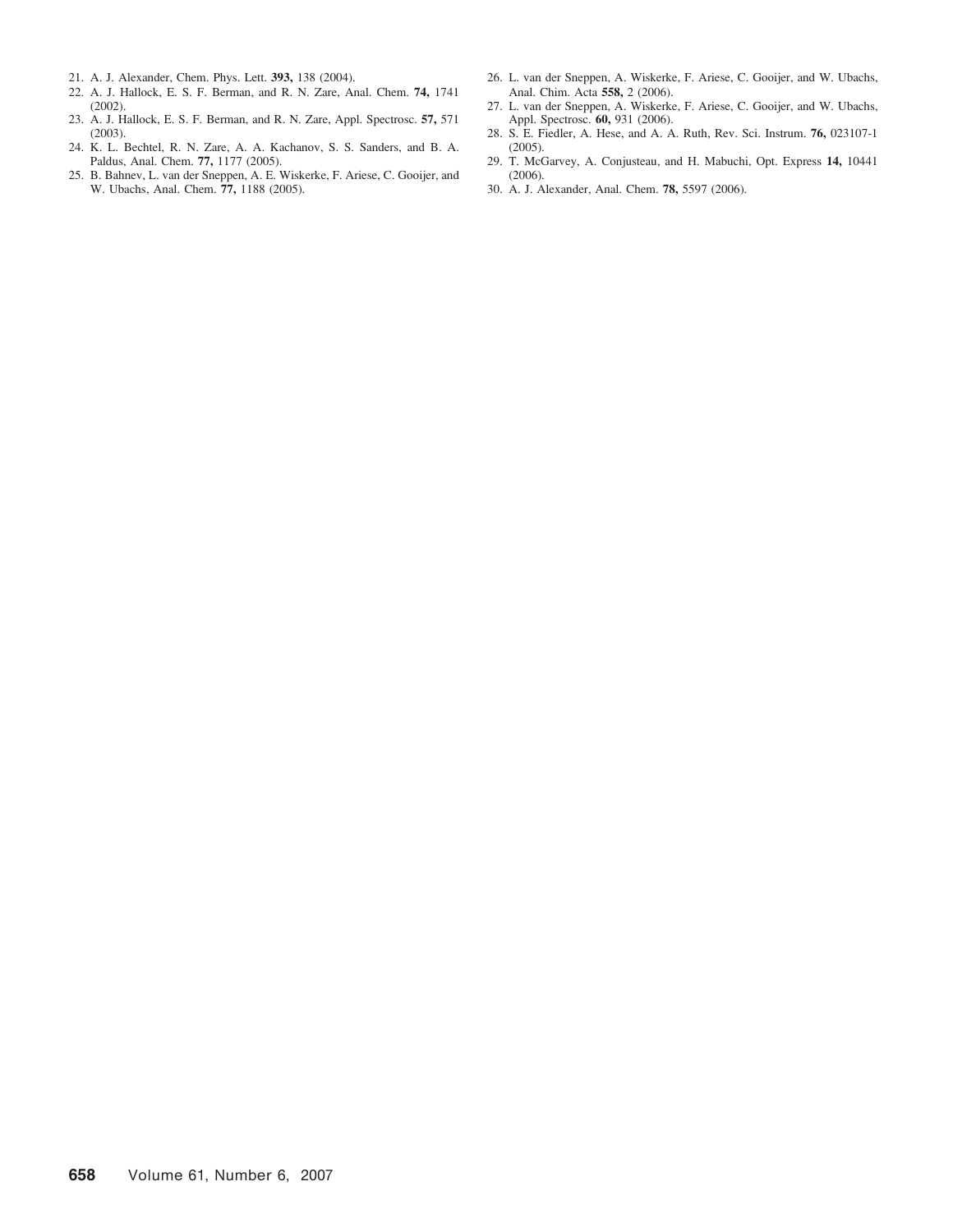21. A. J. Alexander, Chem. Phys. Lett. **393,** 138 (2004).
22. A. J. Hallock, E. S. F. Berman, and R. N. Zare, Anal. Chem. **74,** 1741 (2002).
23. A. J. Hallock, E. S. F. Berman, and R. N. Zare, Appl. Spectrosc. **57,** 571 (2003).
24. K. L. Bechtel, R. N. Zare, A. A. Kachanov, S. S. Sanders, and B. A. Paldus, Anal. Chem. **77,** 1177 (2005).
25. B. Bahnev, L. van der Sneppen, A. E. Wiskerke, F. Ariese, C. Gooijer, and W. Ubachs, Anal. Chem. **77,** 1188 (2005).
26. L. van der Sneppen, A. Wiskerke, F. Ariese, C. Gooijer, and W. Ubachs, Anal. Chim. Acta **558,** 2 (2006).
27. L. van der Sneppen, A. Wiskerke, F. Ariese, C. Gooijer, and W. Ubachs, Appl. Spectrosc. **60,** 931 (2006).
28. S. E. Fiedler, A. Hese, and A. A. Ruth, Rev. Sci. Instrum. **76,** 023107-1 (2005).
29. T. McGarvey, A. Conjusteau, and H. Mabuchi, Opt. Express **14,** 10441 (2006).
30. A. J. Alexander, Anal. Chem. **78,** 5597 (2006).